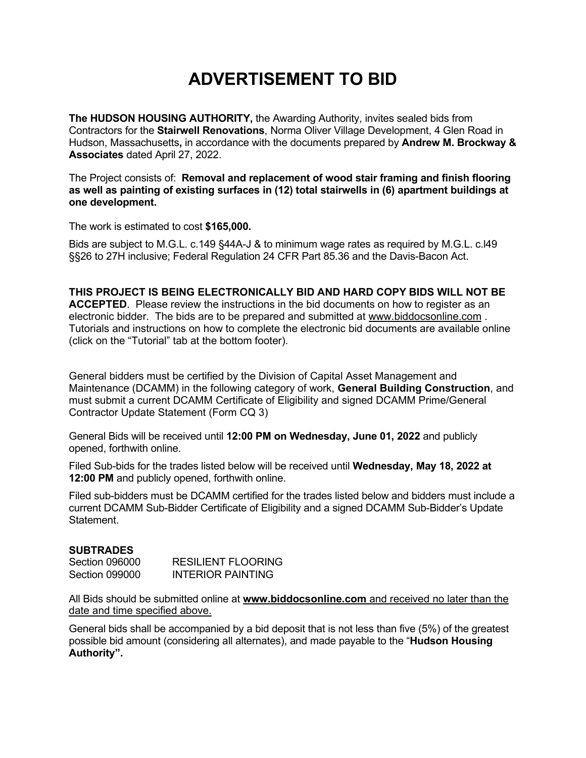# ADVERTISEMENT TO BID

**The HUDSON HOUSING AUTHORITY,** the Awarding Authority, invites sealed bids from Contractors for the **Stairwell Renovations**, Norma Oliver Village Development, 4 Glen Road in Hudson, Massachusetts**,** in accordance with the documents prepared by **Andrew M. Brockway & Associates** dated April 27, 2022.

The Project consists of: **Removal and replacement of wood stair framing and finish flooring as well as painting of existing surfaces in (12) total stairwells in (6) apartment buildings at one development.**

The work is estimated to cost **$165,000.**

Bids are subject to M.G.L. c.149 §44A-J & to minimum wage rates as required by M.G.L. c.l49 §§26 to 27H inclusive; Federal Regulation 24 CFR Part 85.36 and the Davis-Bacon Act.

**THIS PROJECT IS BEING ELECTRONICALLY BID AND HARD COPY BIDS WILL NOT BE ACCEPTED**. Please review the instructions in the bid documents on how to register as an electronic bidder. The bids are to be prepared and submitted at www.biddocsonline.com . Tutorials and instructions on how to complete the electronic bid documents are available online (click on the "Tutorial" tab at the bottom footer).

General bidders must be certified by the Division of Capital Asset Management and Maintenance (DCAMM) in the following category of work, **General Building Construction**, and must submit a current DCAMM Certificate of Eligibility and signed DCAMM Prime/General Contractor Update Statement (Form CQ 3)

General Bids will be received until **12:00 PM on Wednesday, June 01, 2022** and publicly opened, forthwith online.

Filed Sub-bids for the trades listed below will be received until **Wednesday, May 18, 2022 at 12:00 PM** and publicly opened, forthwith online.

Filed sub-bidders must be DCAMM certified for the trades listed below and bidders must include a current DCAMM Sub-Bidder Certificate of Eligibility and a signed DCAMM Sub-Bidder's Update Statement.

**SUBTRADES**

Section 096000 RESILIENT FLOORING
Section 099000 INTERIOR PAINTING

All Bids should be submitted online at **www.biddocsonline.com** and received no later than the date and time specified above.

General bids shall be accompanied by a bid deposit that is not less than five (5%) of the greatest possible bid amount (considering all alternates), and made payable to the "**Hudson Housing Authority".**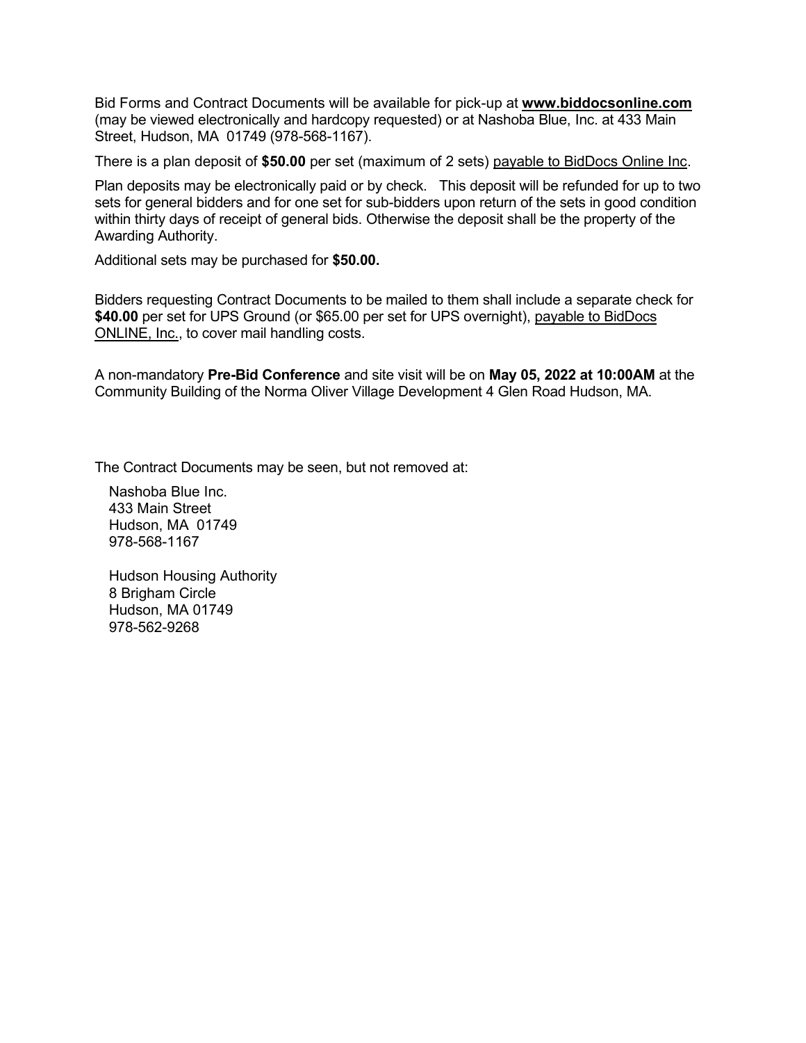Bid Forms and Contract Documents will be available for pick-up at **www.biddocsonline.com** (may be viewed electronically and hardcopy requested) or at Nashoba Blue, Inc. at 433 Main Street, Hudson, MA 01749 (978-568-1167).

There is a plan deposit of **$50.00** per set (maximum of 2 sets) payable to BidDocs Online Inc.

Plan deposits may be electronically paid or by check. This deposit will be refunded for up to two sets for general bidders and for one set for sub-bidders upon return of the sets in good condition within thirty days of receipt of general bids. Otherwise the deposit shall be the property of the Awarding Authority.

Additional sets may be purchased for **$50.00.**

Bidders requesting Contract Documents to be mailed to them shall include a separate check for **$40.00** per set for UPS Ground (or $65.00 per set for UPS overnight), payable to BidDocs ONLINE, Inc., to cover mail handling costs.

A non-mandatory **Pre-Bid Conference** and site visit will be on **May 05, 2022 at 10:00AM** at the Community Building of the Norma Oliver Village Development 4 Glen Road Hudson, MA.

The Contract Documents may be seen, but not removed at:

Nashoba Blue Inc.
433 Main Street
Hudson, MA 01749
978-568-1167

Hudson Housing Authority
8 Brigham Circle
Hudson, MA 01749
978-562-9268